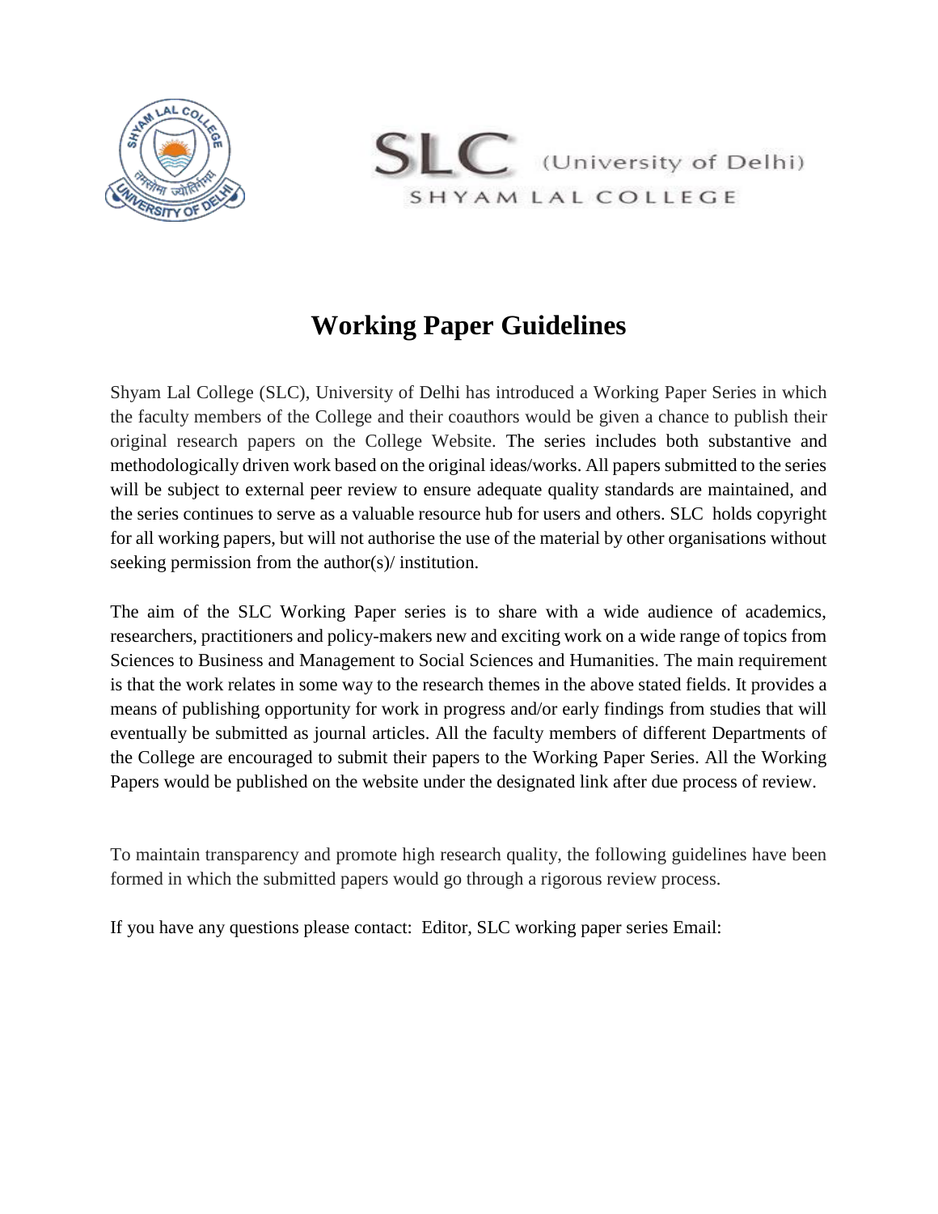SLC (University of Delhi)
SHYAM LAL COLLEGE

# Working Paper Guidelines

Shyam Lal College (SLC), University of Delhi has introduced a Working Paper Series in which the faculty members of the College and their coauthors would be given a chance to publish their original research papers on the College Website. The series includes both substantive and methodologically driven work based on the original ideas/works. All papers submitted to the series will be subject to external peer review to ensure adequate quality standards are maintained, and the series continues to serve as a valuable resource hub for users and others. SLC holds copyright for all working papers, but will not authorise the use of the material by other organisations without seeking permission from the author(s)/ institution.

The aim of the SLC Working Paper series is to share with a wide audience of academics, researchers, practitioners and policy-makers new and exciting work on a wide range of topics from Sciences to Business and Management to Social Sciences and Humanities. The main requirement is that the work relates in some way to the research themes in the above stated fields. It provides a means of publishing opportunity for work in progress and/or early findings from studies that will eventually be submitted as journal articles. All the faculty members of different Departments of the College are encouraged to submit their papers to the Working Paper Series. All the Working Papers would be published on the website under the designated link after due process of review.

To maintain transparency and promote high research quality, the following guidelines have been formed in which the submitted papers would go through a rigorous review process.

If you have any questions please contact: Editor, SLC working paper series Email: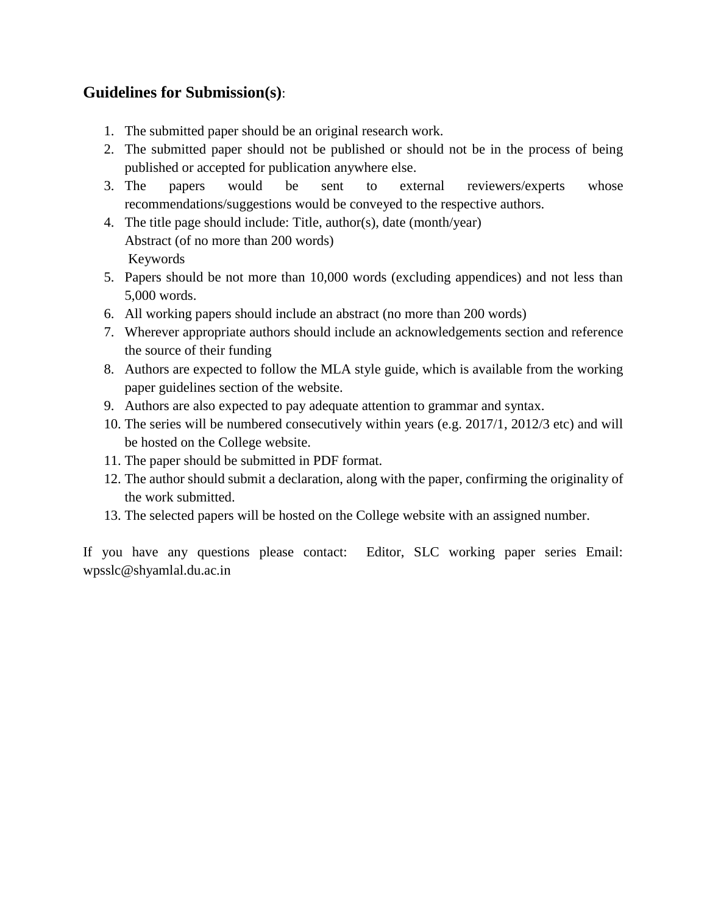## Guidelines for Submission(s):

1. The submitted paper should be an original research work.
2. The submitted paper should not be published or should not be in the process of being published or accepted for publication anywhere else.
3. The papers would be sent to external reviewers/experts whose recommendations/suggestions would be conveyed to the respective authors.
4. The title page should include: Title, author(s), date (month/year)
   Abstract (of no more than 200 words)
   Keywords
5. Papers should be not more than 10,000 words (excluding appendices) and not less than 5,000 words.
6. All working papers should include an abstract (no more than 200 words)
7. Wherever appropriate authors should include an acknowledgements section and reference the source of their funding
8. Authors are expected to follow the MLA style guide, which is available from the working paper guidelines section of the website.
9. Authors are also expected to pay adequate attention to grammar and syntax.
10. The series will be numbered consecutively within years (e.g. 2017/1, 2012/3 etc) and will be hosted on the College website.
11. The paper should be submitted in PDF format.
12. The author should submit a declaration, along with the paper, confirming the originality of the work submitted.
13. The selected papers will be hosted on the College website with an assigned number.

If you have any questions please contact: Editor, SLC working paper series Email: wpsslc@shyamlal.du.ac.in